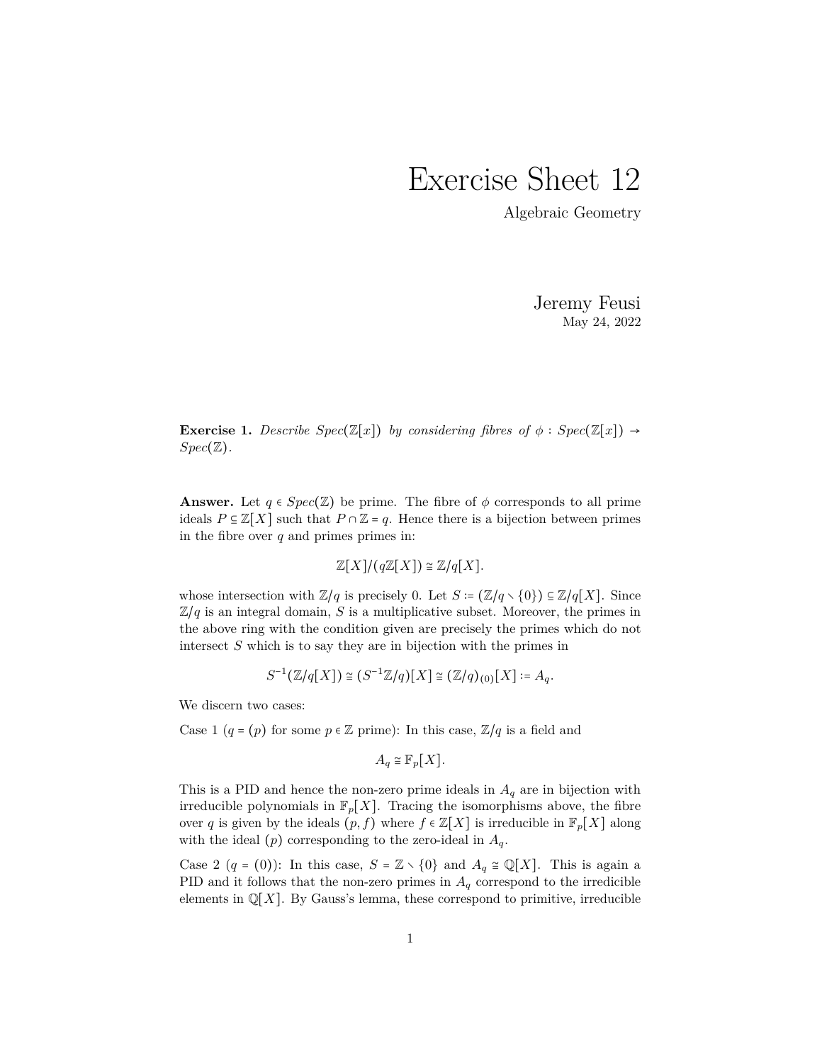// Exercise Sheet 12

Algebraic Geometry

Jeremy Feusi

May 24, 2022

**Exercise 1.** *Describe $Spec(\mathbb{Z}[x])$ by considering fibres of $\phi : Spec(\mathbb{Z}[x]) \to Spec(\mathbb{Z})$.*

**Answer.** Let $q \in Spec(\mathbb{Z})$ be prime. The fibre of $\phi$ corresponds to all prime ideals $P \subseteq \mathbb{Z}[X]$ such that $P \cap \mathbb{Z} = q$. Hence there is a bijection between primes in the fibre over $q$ and primes primes in:

$$\mathbb{Z}[X]/(q\mathbb{Z}[X]) \cong \mathbb{Z}/q[X].$$

whose intersection with $\mathbb{Z}/q$ is precisely 0. Let $S := (\mathbb{Z}/q \setminus \{0\}) \subseteq \mathbb{Z}/q[X]$. Since $\mathbb{Z}/q$ is an integral domain, $S$ is a multiplicative subset. Moreover, the primes in the above ring with the condition given are precisely the primes which do not intersect $S$ which is to say they are in bijection with the primes in

$$S^{-1}(\mathbb{Z}/q[X]) \cong (S^{-1}\mathbb{Z}/q)[X] \cong (\mathbb{Z}/q)_{(0)}[X] := A_q.$$

We discern two cases:

Case 1 ($q = (p)$ for some $p \in \mathbb{Z}$ prime): In this case, $\mathbb{Z}/q$ is a field and

$$A_q \cong \mathbb{F}_p[X].$$

This is a PID and hence the non-zero prime ideals in $A_q$ are in bijection with irreducible polynomials in $\mathbb{F}_p[X]$. Tracing the isomorphisms above, the fibre over $q$ is given by the ideals $(p, f)$ where $f \in \mathbb{Z}[X]$ is irreducible in $\mathbb{F}_p[X]$ along with the ideal $(p)$ corresponding to the zero-ideal in $A_q$.

Case 2 ($q = (0)$): In this case, $S = \mathbb{Z} \setminus \{0\}$ and $A_q \cong \mathbb{Q}[X]$. This is again a PID and it follows that the non-zero primes in $A_q$ correspond to the irredicible elements in $\mathbb{Q}[X]$. By Gauss's lemma, these correspond to primitive, irreducible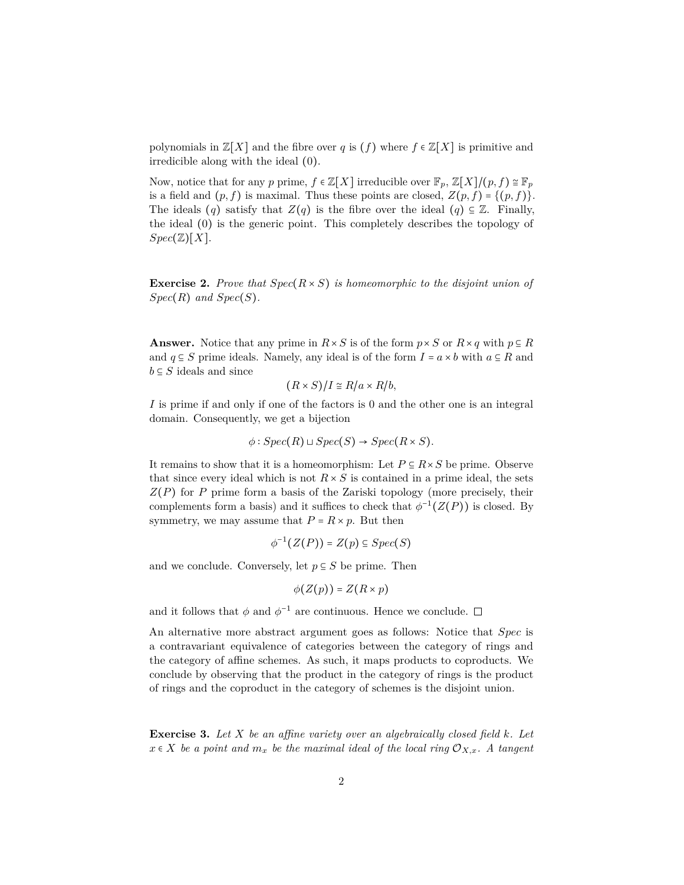polynomials in $\mathbb{Z}[X]$ and the fibre over $q$ is $(f)$ where $f \in \mathbb{Z}[X]$ is primitive and irredicible along with the ideal $(0)$.

Now, notice that for any $p$ prime, $f \in \mathbb{Z}[X]$ irreducible over $\mathbb{F}_p$, $\mathbb{Z}[X]/(p, f) \cong \mathbb{F}_p$ is a field and $(p, f)$ is maximal. Thus these points are closed, $Z(p, f) = \{(p, f)\}$. The ideals $(q)$ satisfy that $Z(q)$ is the fibre over the ideal $(q) \subseteq \mathbb{Z}$. Finally, the ideal $(0)$ is the generic point. This completely describes the topology of $Spec(\mathbb{Z})[X]$.

**Exercise 2.** *Prove that $Spec(R \times S)$ is homeomorphic to the disjoint union of $Spec(R)$ and $Spec(S)$.*

**Answer.** Notice that any prime in $R \times S$ is of the form $p \times S$ or $R \times q$ with $p \subseteq R$ and $q \subseteq S$ prime ideals. Namely, any ideal is of the form $I = a \times b$ with $a \subseteq R$ and $b \subseteq S$ ideals and since

$$(R \times S)/I \cong R/a \times R/b,$$

$I$ is prime if and only if one of the factors is 0 and the other one is an integral domain. Consequently, we get a bijection

$$\phi : Spec(R) \sqcup Spec(S) \to Spec(R \times S).$$

It remains to show that it is a homeomorphism: Let $P \subseteq R \times S$ be prime. Observe that since every ideal which is not $R \times S$ is contained in a prime ideal, the sets $Z(P)$ for $P$ prime form a basis of the Zariski topology (more precisely, their complements form a basis) and it suffices to check that $\phi^{-1}(Z(P))$ is closed. By symmetry, we may assume that $P = R \times p$. But then

$$\phi^{-1}(Z(P)) = Z(p) \subseteq Spec(S)$$

and we conclude. Conversely, let $p \subseteq S$ be prime. Then

$$\phi(Z(p)) = Z(R \times p)$$

and it follows that $\phi$ and $\phi^{-1}$ are continuous. Hence we conclude. □

An alternative more abstract argument goes as follows: Notice that *Spec* is a contravariant equivalence of categories between the category of rings and the category of affine schemes. As such, it maps products to coproducts. We conclude by observing that the product in the category of rings is the product of rings and the coproduct in the category of schemes is the disjoint union.

**Exercise 3.** *Let $X$ be an affine variety over an algebraically closed field $k$. Let $x \in X$ be a point and $m_x$ be the maximal ideal of the local ring $\mathcal{O}_{X,x}$. A tangent*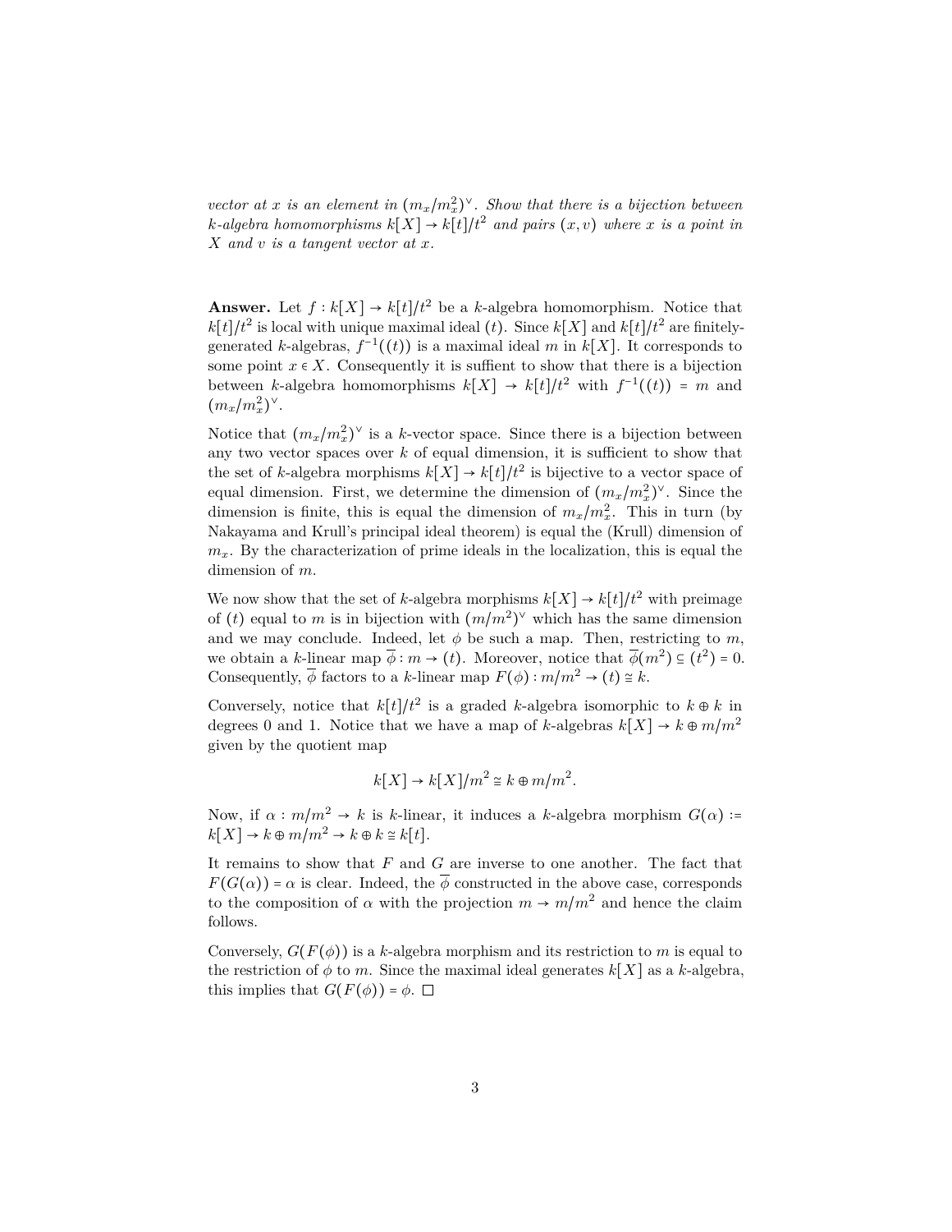*vector at $x$ is an element in $(m_x/m_x^2)^\vee$. Show that there is a bijection between $k$-algebra homomorphisms $k[X] \to k[t]/t^2$ and pairs $(x, v)$ where $x$ is a point in $X$ and $v$ is a tangent vector at $x$.*

**Answer.** Let $f : k[X] \to k[t]/t^2$ be a $k$-algebra homomorphism. Notice that $k[t]/t^2$ is local with unique maximal ideal $(t)$. Since $k[X]$ and $k[t]/t^2$ are finitely-generated $k$-algebras, $f^{-1}((t))$ is a maximal ideal $m$ in $k[X]$. It corresponds to some point $x \in X$. Consequently it is suffient to show that there is a bijection between $k$-algebra homomorphisms $k[X] \to k[t]/t^2$ with $f^{-1}((t)) = m$ and $(m_x/m_x^2)^\vee$.

Notice that $(m_x/m_x^2)^\vee$ is a $k$-vector space. Since there is a bijection between any two vector spaces over $k$ of equal dimension, it is sufficient to show that the set of $k$-algebra morphisms $k[X] \to k[t]/t^2$ is bijective to a vector space of equal dimension. First, we determine the dimension of $(m_x/m_x^2)^\vee$. Since the dimension is finite, this is equal the dimension of $m_x/m_x^2$. This in turn (by Nakayama and Krull's principal ideal theorem) is equal the (Krull) dimension of $m_x$. By the characterization of prime ideals in the localization, this is equal the dimension of $m$.

We now show that the set of $k$-algebra morphisms $k[X] \to k[t]/t^2$ with preimage of $(t)$ equal to $m$ is in bijection with $(m/m^2)^\vee$ which has the same dimension and we may conclude. Indeed, let $\phi$ be such a map. Then, restricting to $m$, we obtain a $k$-linear map $\overline{\phi} : m \to (t)$. Moreover, notice that $\overline{\phi}(m^2) \subseteq (t^2) = 0$. Consequently, $\overline{\phi}$ factors to a $k$-linear map $F(\phi) : m/m^2 \to (t) \cong k$.

Conversely, notice that $k[t]/t^2$ is a graded $k$-algebra isomorphic to $k \oplus k$ in degrees 0 and 1. Notice that we have a map of $k$-algebras $k[X] \to k \oplus m/m^2$ given by the quotient map

$$k[X] \to k[X]/m^2 \cong k \oplus m/m^2.$$

Now, if $\alpha : m/m^2 \to k$ is $k$-linear, it induces a $k$-algebra morphism $G(\alpha) := k[X] \to k \oplus m/m^2 \to k \oplus k \cong k[t]$.

It remains to show that $F$ and $G$ are inverse to one another. The fact that $F(G(\alpha)) = \alpha$ is clear. Indeed, the $\overline{\phi}$ constructed in the above case, corresponds to the composition of $\alpha$ with the projection $m \to m/m^2$ and hence the claim follows.

Conversely, $G(F(\phi))$ is a $k$-algebra morphism and its restriction to $m$ is equal to the restriction of $\phi$ to $m$. Since the maximal ideal generates $k[X]$ as a $k$-algebra, this implies that $G(F(\phi)) = \phi$. $\square$